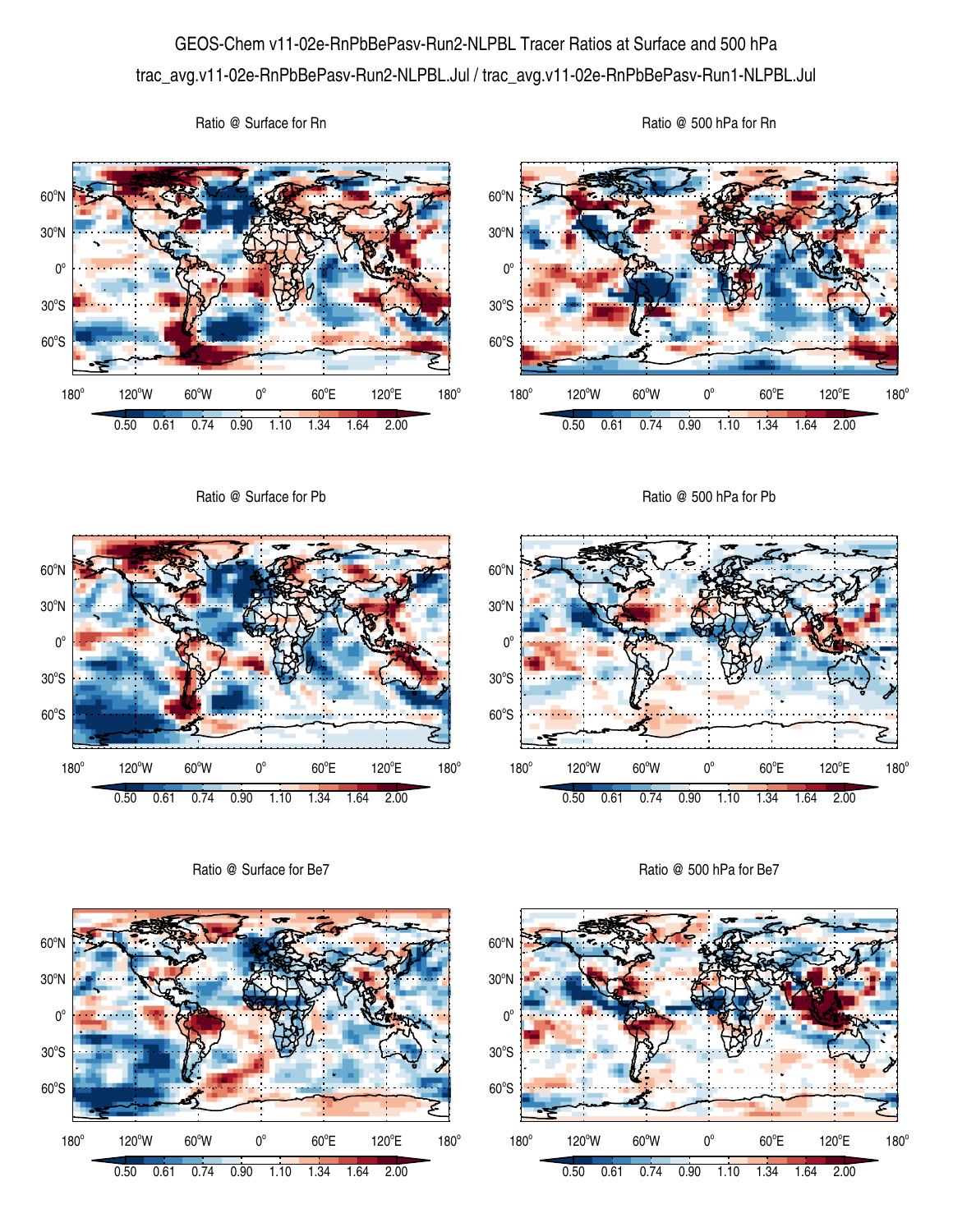# GEOS-Chem v11-02e-RnPbBePasv-Run2-NLPBL Tracer Ratios at Surface and 500 hPa

trac_avg.v11-02e-RnPbBePasv-Run2-NLPBL.Jul / trac_avg.v11-02e-RnPbBePasv-Run1-NLPBL.Jul

Ratio @ Surface for Rn

Ratio @ 500 hPa for Rn

Ratio @ Surface for Pb

Ratio @ 500 hPa for Pb

Ratio @ Surface for Be7

Ratio @ 500 hPa for Be7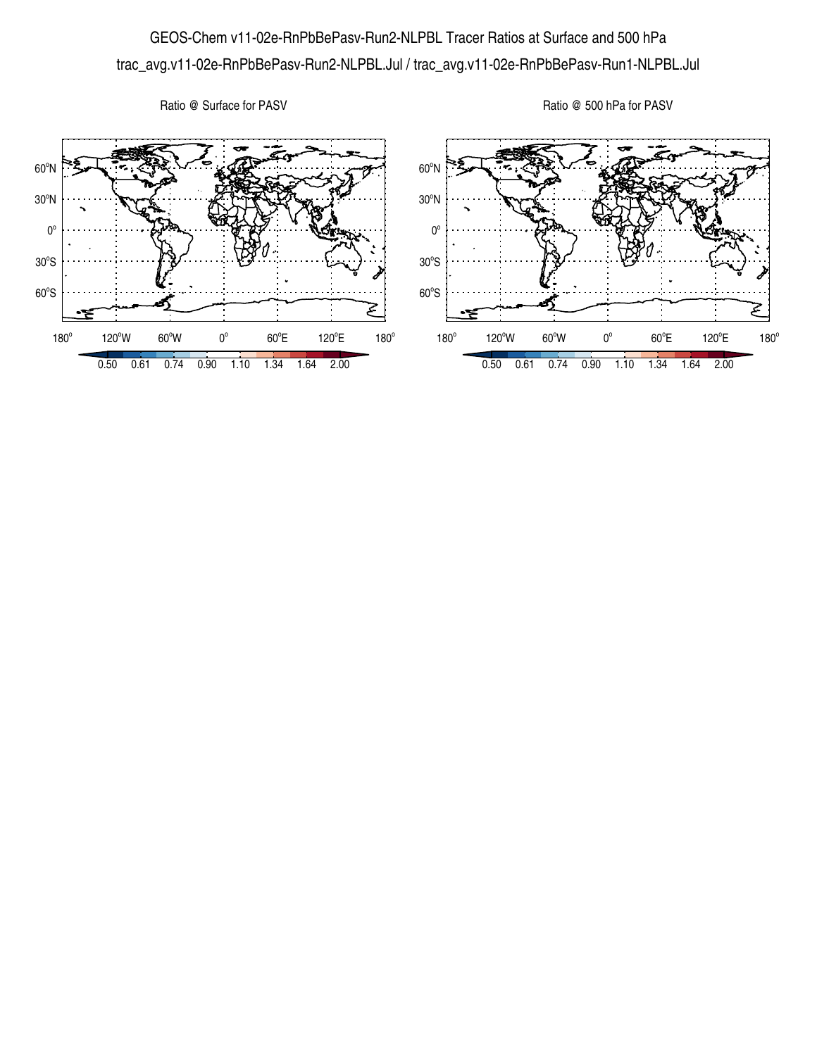GEOS-Chem v11-02e-RnPbBePasv-Run2-NLPBL Tracer Ratios at Surface and 500 hPa

trac_avg.v11-02e-RnPbBePasv-Run2-NLPBL.Jul / trac_avg.v11-02e-RnPbBePasv-Run1-NLPBL.Jul

Ratio @ Surface for PASV

60°N
30°N
0°
30°S
60°S

180° 120°W 60°W 0° 60°E 120°E 180°

0.50 0.61 0.74 0.90 1.10 1.34 1.64 2.00

Ratio @ 500 hPa for PASV

60°N
30°N
0°
30°S
60°S

180° 120°W 60°W 0° 60°E 120°E 180°

0.50 0.61 0.74 0.90 1.10 1.34 1.64 2.00